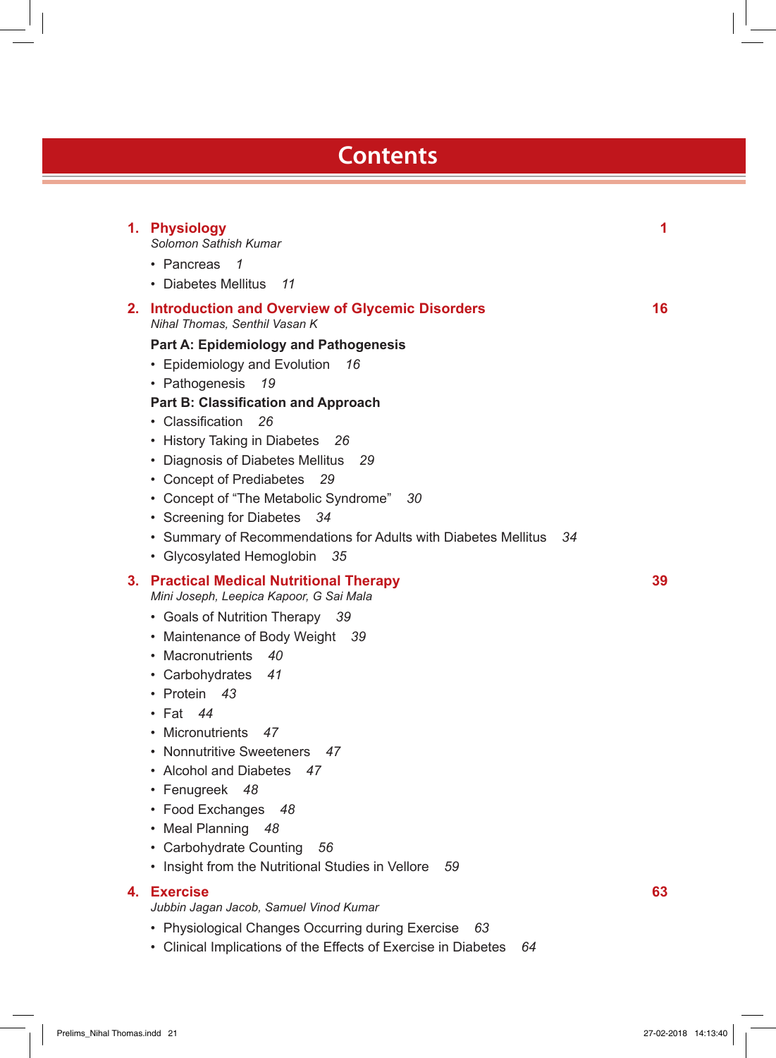# Contents

## 1. Physiology — 1

*Solomon Sathish Kumar*

- Pancreas *1*
- Diabetes Mellitus *11*

## 2. Introduction and Overview of Glycemic Disorders — 16

*Nihal Thomas, Senthil Vasan K*

**Part A: Epidemiology and Pathogenesis**

- Epidemiology and Evolution *16*
- Pathogenesis *19*

**Part B: Classification and Approach**

- Classification *26*
- History Taking in Diabetes *26*
- Diagnosis of Diabetes Mellitus *29*
- Concept of Prediabetes *29*
- Concept of "The Metabolic Syndrome" *30*
- Screening for Diabetes *34*
- Summary of Recommendations for Adults with Diabetes Mellitus *34*
- Glycosylated Hemoglobin *35*

## 3. Practical Medical Nutritional Therapy — 39

*Mini Joseph, Leepica Kapoor, G Sai Mala*

- Goals of Nutrition Therapy *39*
- Maintenance of Body Weight *39*
- Macronutrients *40*
- Carbohydrates *41*
- Protein *43*
- Fat *44*
- Micronutrients *47*
- Nonnutritive Sweeteners *47*
- Alcohol and Diabetes *47*
- Fenugreek *48*
- Food Exchanges *48*
- Meal Planning *48*
- Carbohydrate Counting *56*
- Insight from the Nutritional Studies in Vellore *59*

## 4. Exercise — 63

*Jubbin Jagan Jacob, Samuel Vinod Kumar*

- Physiological Changes Occurring during Exercise *63*
- Clinical Implications of the Effects of Exercise in Diabetes *64*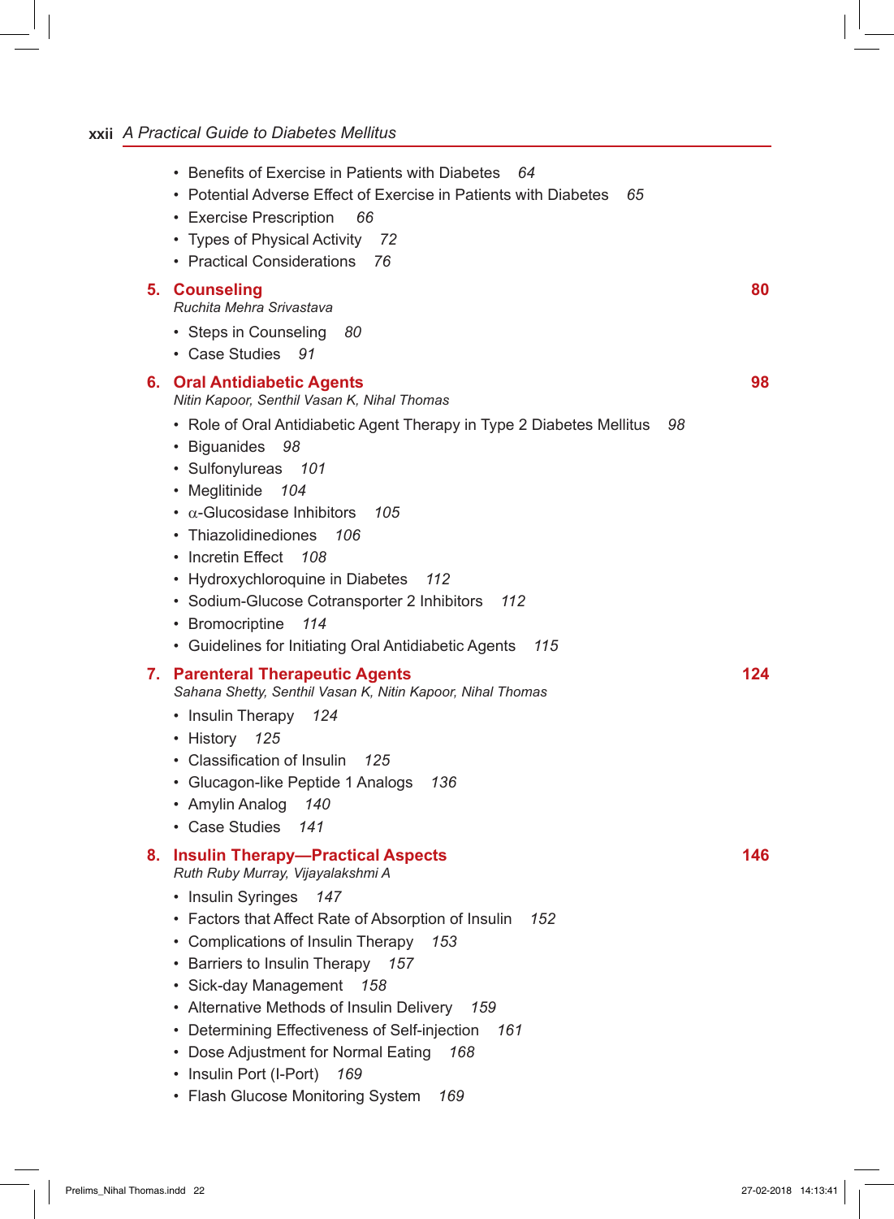- Benefits of Exercise in Patients with Diabetes *64*
- Potential Adverse Effect of Exercise in Patients with Diabetes *65*
- Exercise Prescription *66*
- Types of Physical Activity *72*
- Practical Considerations *76*

## 5. Counseling — 80

*Ruchita Mehra Srivastava*

- Steps in Counseling *80*
- Case Studies *91*

## 6. Oral Antidiabetic Agents — 98

*Nitin Kapoor, Senthil Vasan K, Nihal Thomas*

- Role of Oral Antidiabetic Agent Therapy in Type 2 Diabetes Mellitus *98*
- Biguanides *98*
- Sulfonylureas *101*
- Meglitinide *104*
- $\alpha$-Glucosidase Inhibitors *105*
- Thiazolidinediones *106*
- Incretin Effect *108*
- Hydroxychloroquine in Diabetes *112*
- Sodium-Glucose Cotransporter 2 Inhibitors *112*
- Bromocriptine *114*
- Guidelines for Initiating Oral Antidiabetic Agents *115*

## 7. Parenteral Therapeutic Agents — 124

*Sahana Shetty, Senthil Vasan K, Nitin Kapoor, Nihal Thomas*

- Insulin Therapy *124*
- History *125*
- Classification of Insulin *125*
- Glucagon-like Peptide 1 Analogs *136*
- Amylin Analog *140*
- Case Studies *141*

## 8. Insulin Therapy—Practical Aspects — 146

*Ruth Ruby Murray, Vijayalakshmi A*

- Insulin Syringes *147*
- Factors that Affect Rate of Absorption of Insulin *152*
- Complications of Insulin Therapy *153*
- Barriers to Insulin Therapy *157*
- Sick-day Management *158*
- Alternative Methods of Insulin Delivery *159*
- Determining Effectiveness of Self-injection *161*
- Dose Adjustment for Normal Eating *168*
- Insulin Port (I-Port) *169*
- Flash Glucose Monitoring System *169*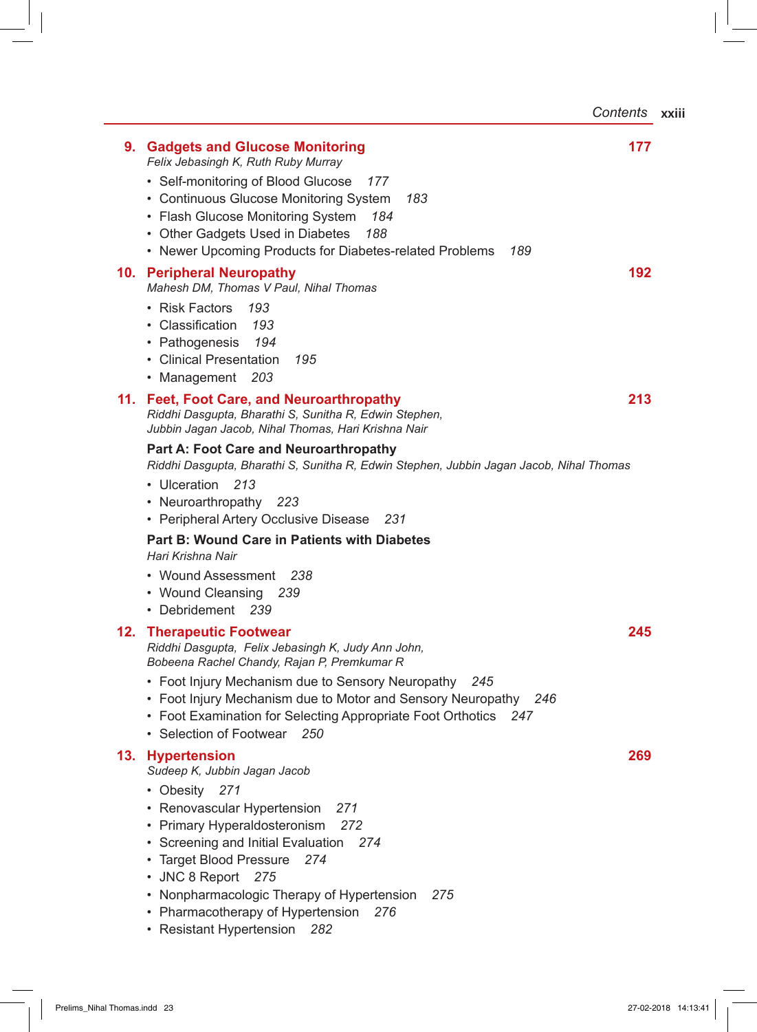## 9. Gadgets and Glucose Monitoring 177

*Felix Jebasingh K, Ruth Ruby Murray*

- Self-monitoring of Blood Glucose *177*
- Continuous Glucose Monitoring System *183*
- Flash Glucose Monitoring System *184*
- Other Gadgets Used in Diabetes *188*
- Newer Upcoming Products for Diabetes-related Problems *189*

## 10. Peripheral Neuropathy 192

*Mahesh DM, Thomas V Paul, Nihal Thomas*

- Risk Factors *193*
- Classification *193*
- Pathogenesis *194*
- Clinical Presentation *195*
- Management *203*

## 11. Feet, Foot Care, and Neuroarthropathy 213

*Riddhi Dasgupta, Bharathi S, Sunitha R, Edwin Stephen, Jubbin Jagan Jacob, Nihal Thomas, Hari Krishna Nair*

**Part A: Foot Care and Neuroarthropathy**

*Riddhi Dasgupta, Bharathi S, Sunitha R, Edwin Stephen, Jubbin Jagan Jacob, Nihal Thomas*

- Ulceration *213*
- Neuroarthropathy *223*
- Peripheral Artery Occlusive Disease *231*

**Part B: Wound Care in Patients with Diabetes**

*Hari Krishna Nair*

- Wound Assessment *238*
- Wound Cleansing *239*
- Debridement *239*

## 12. Therapeutic Footwear 245

*Riddhi Dasgupta, Felix Jebasingh K, Judy Ann John, Bobeena Rachel Chandy, Rajan P, Premkumar R*

- Foot Injury Mechanism due to Sensory Neuropathy *245*
- Foot Injury Mechanism due to Motor and Sensory Neuropathy *246*
- Foot Examination for Selecting Appropriate Foot Orthotics *247*
- Selection of Footwear *250*

## 13. Hypertension 269

*Sudeep K, Jubbin Jagan Jacob*

- Obesity *271*
- Renovascular Hypertension *271*
- Primary Hyperaldosteronism *272*
- Screening and Initial Evaluation *274*
- Target Blood Pressure *274*
- JNC 8 Report *275*
- Nonpharmacologic Therapy of Hypertension *275*
- Pharmacotherapy of Hypertension *276*
- Resistant Hypertension *282*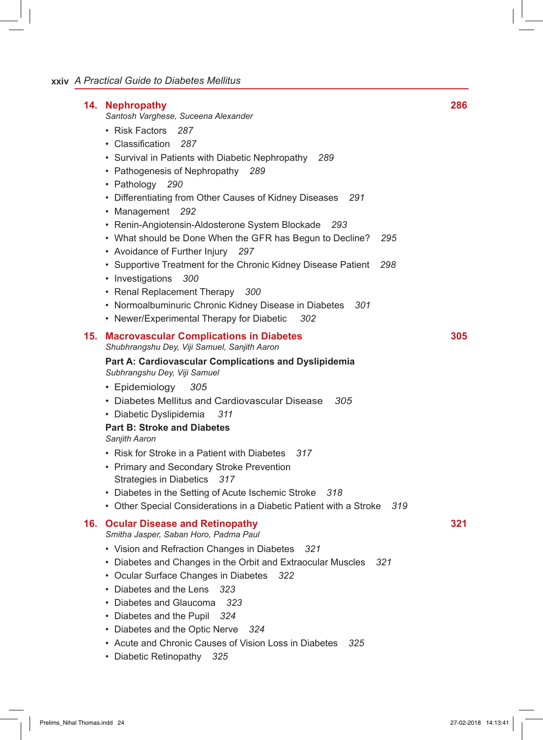## 14. Nephropathy — 286

*Santosh Varghese, Suceena Alexander*

- Risk Factors *287*
- Classification *287*
- Survival in Patients with Diabetic Nephropathy *289*
- Pathogenesis of Nephropathy *289*
- Pathology *290*
- Differentiating from Other Causes of Kidney Diseases *291*
- Management *292*
- Renin-Angiotensin-Aldosterone System Blockade *293*
- What should be Done When the GFR has Begun to Decline? *295*
- Avoidance of Further Injury *297*
- Supportive Treatment for the Chronic Kidney Disease Patient *298*
- Investigations *300*
- Renal Replacement Therapy *300*
- Normoalbuminuric Chronic Kidney Disease in Diabetes *301*
- Newer/Experimental Therapy for Diabetic *302*

## 15. Macrovascular Complications in Diabetes — 305

*Shubhrangshu Dey, Viji Samuel, Sanjith Aaron*

**Part A: Cardiovascular Complications and Dyslipidemia**

*Subhrangshu Dey, Viji Samuel*

- Epidemiology *305*
- Diabetes Mellitus and Cardiovascular Disease *305*
- Diabetic Dyslipidemia *311*

**Part B: Stroke and Diabetes**

*Sanjith Aaron*

- Risk for Stroke in a Patient with Diabetes *317*
- Primary and Secondary Stroke Prevention Strategies in Diabetics *317*
- Diabetes in the Setting of Acute Ischemic Stroke *318*
- Other Special Considerations in a Diabetic Patient with a Stroke *319*

## 16. Ocular Disease and Retinopathy — 321

*Smitha Jasper, Saban Horo, Padma Paul*

- Vision and Refraction Changes in Diabetes *321*
- Diabetes and Changes in the Orbit and Extraocular Muscles *321*
- Ocular Surface Changes in Diabetes *322*
- Diabetes and the Lens *323*
- Diabetes and Glaucoma *323*
- Diabetes and the Pupil *324*
- Diabetes and the Optic Nerve *324*
- Acute and Chronic Causes of Vision Loss in Diabetes *325*
- Diabetic Retinopathy *325*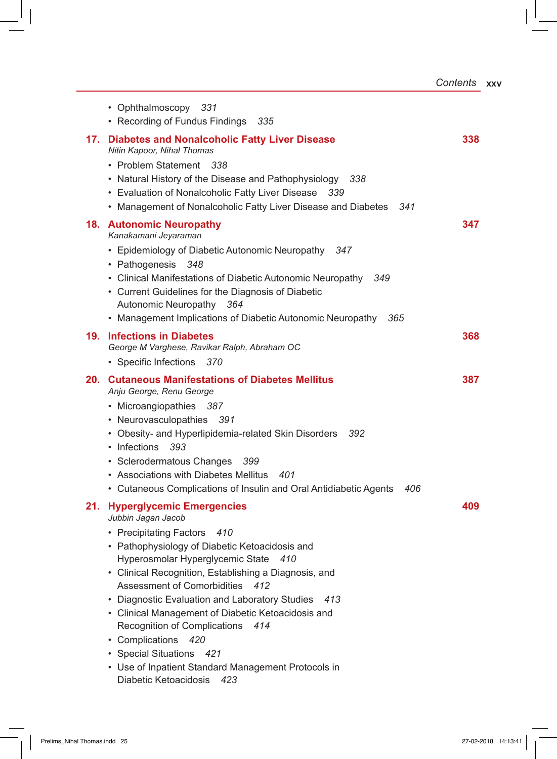- Ophthalmoscopy *331*
- Recording of Fundus Findings *335*

## 17. Diabetes and Nonalcoholic Fatty Liver Disease — 338

*Nitin Kapoor, Nihal Thomas*

- Problem Statement *338*
- Natural History of the Disease and Pathophysiology *338*
- Evaluation of Nonalcoholic Fatty Liver Disease *339*
- Management of Nonalcoholic Fatty Liver Disease and Diabetes *341*

## 18. Autonomic Neuropathy — 347

*Kanakamani Jeyaraman*

- Epidemiology of Diabetic Autonomic Neuropathy *347*
- Pathogenesis *348*
- Clinical Manifestations of Diabetic Autonomic Neuropathy *349*
- Current Guidelines for the Diagnosis of Diabetic Autonomic Neuropathy *364*
- Management Implications of Diabetic Autonomic Neuropathy *365*

## 19. Infections in Diabetes — 368

*George M Varghese, Ravikar Ralph, Abraham OC*

- Specific Infections *370*

## 20. Cutaneous Manifestations of Diabetes Mellitus — 387

*Anju George, Renu George*

- Microangiopathies *387*
- Neurovasculopathies *391*
- Obesity- and Hyperlipidemia-related Skin Disorders *392*
- Infections *393*
- Sclerodermatous Changes *399*
- Associations with Diabetes Mellitus *401*
- Cutaneous Complications of Insulin and Oral Antidiabetic Agents *406*

## 21. Hyperglycemic Emergencies — 409

*Jubbin Jagan Jacob*

- Precipitating Factors *410*
- Pathophysiology of Diabetic Ketoacidosis and Hyperosmolar Hyperglycemic State *410*
- Clinical Recognition, Establishing a Diagnosis, and Assessment of Comorbidities *412*
- Diagnostic Evaluation and Laboratory Studies *413*
- Clinical Management of Diabetic Ketoacidosis and Recognition of Complications *414*
- Complications *420*
- Special Situations *421*
- Use of Inpatient Standard Management Protocols in Diabetic Ketoacidosis *423*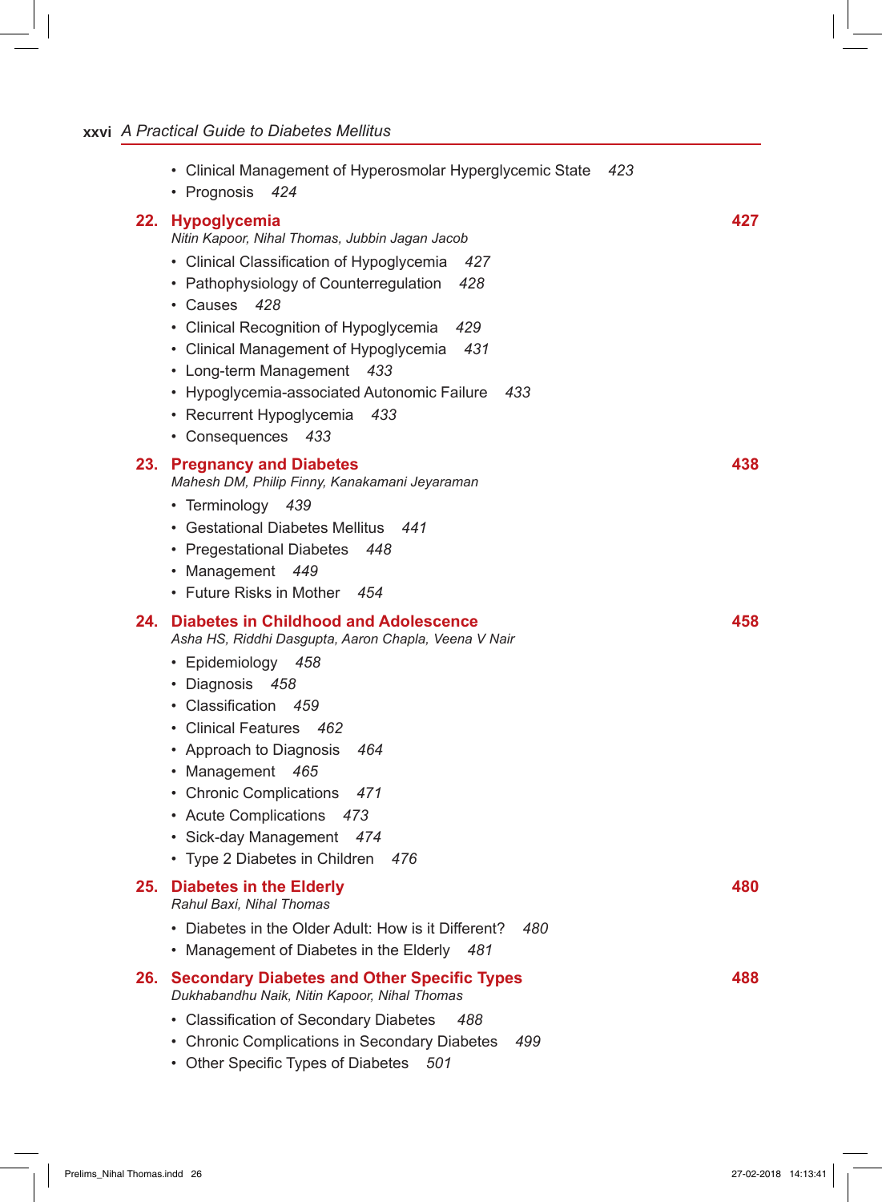- Clinical Management of Hyperosmolar Hyperglycemic State *423*
- Prognosis *424*

## 22. Hypoglycemia — 427

*Nitin Kapoor, Nihal Thomas, Jubbin Jagan Jacob*

- Clinical Classification of Hypoglycemia *427*
- Pathophysiology of Counterregulation *428*
- Causes *428*
- Clinical Recognition of Hypoglycemia *429*
- Clinical Management of Hypoglycemia *431*
- Long-term Management *433*
- Hypoglycemia-associated Autonomic Failure *433*
- Recurrent Hypoglycemia *433*
- Consequences *433*

## 23. Pregnancy and Diabetes — 438

*Mahesh DM, Philip Finny, Kanakamani Jeyaraman*

- Terminology *439*
- Gestational Diabetes Mellitus *441*
- Pregestational Diabetes *448*
- Management *449*
- Future Risks in Mother *454*

## 24. Diabetes in Childhood and Adolescence — 458

*Asha HS, Riddhi Dasgupta, Aaron Chapla, Veena V Nair*

- Epidemiology *458*
- Diagnosis *458*
- Classification *459*
- Clinical Features *462*
- Approach to Diagnosis *464*
- Management *465*
- Chronic Complications *471*
- Acute Complications *473*
- Sick-day Management *474*
- Type 2 Diabetes in Children *476*

## 25. Diabetes in the Elderly — 480

*Rahul Baxi, Nihal Thomas*

- Diabetes in the Older Adult: How is it Different? *480*
- Management of Diabetes in the Elderly *481*

## 26. Secondary Diabetes and Other Specific Types — 488

*Dukhabandhu Naik, Nitin Kapoor, Nihal Thomas*

- Classification of Secondary Diabetes *488*
- Chronic Complications in Secondary Diabetes *499*
- Other Specific Types of Diabetes *501*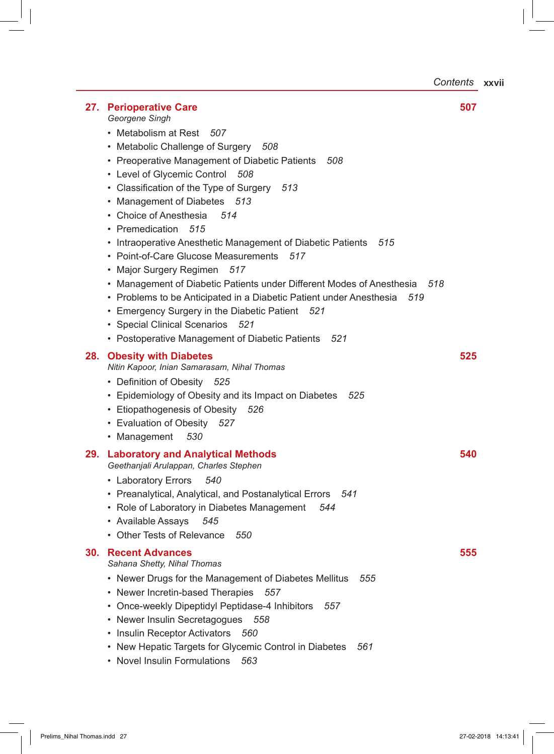## 27. Perioperative Care — 507

*Georgene Singh*

- Metabolism at Rest *507*
- Metabolic Challenge of Surgery *508*
- Preoperative Management of Diabetic Patients *508*
- Level of Glycemic Control *508*
- Classification of the Type of Surgery *513*
- Management of Diabetes *513*
- Choice of Anesthesia *514*
- Premedication *515*
- Intraoperative Anesthetic Management of Diabetic Patients *515*
- Point-of-Care Glucose Measurements *517*
- Major Surgery Regimen *517*
- Management of Diabetic Patients under Different Modes of Anesthesia *518*
- Problems to be Anticipated in a Diabetic Patient under Anesthesia *519*
- Emergency Surgery in the Diabetic Patient *521*
- Special Clinical Scenarios *521*
- Postoperative Management of Diabetic Patients *521*

## 28. Obesity with Diabetes — 525

*Nitin Kapoor, Inian Samarasam, Nihal Thomas*

- Definition of Obesity *525*
- Epidemiology of Obesity and its Impact on Diabetes *525*
- Etiopathogenesis of Obesity *526*
- Evaluation of Obesity *527*
- Management *530*

## 29. Laboratory and Analytical Methods — 540

*Geethanjali Arulappan, Charles Stephen*

- Laboratory Errors *540*
- Preanalytical, Analytical, and Postanalytical Errors *541*
- Role of Laboratory in Diabetes Management *544*
- Available Assays *545*
- Other Tests of Relevance *550*

## 30. Recent Advances — 555

*Sahana Shetty, Nihal Thomas*

- Newer Drugs for the Management of Diabetes Mellitus *555*
- Newer Incretin-based Therapies *557*
- Once-weekly Dipeptidyl Peptidase-4 Inhibitors *557*
- Newer Insulin Secretagogues *558*
- Insulin Receptor Activators *560*
- New Hepatic Targets for Glycemic Control in Diabetes *561*
- Novel Insulin Formulations *563*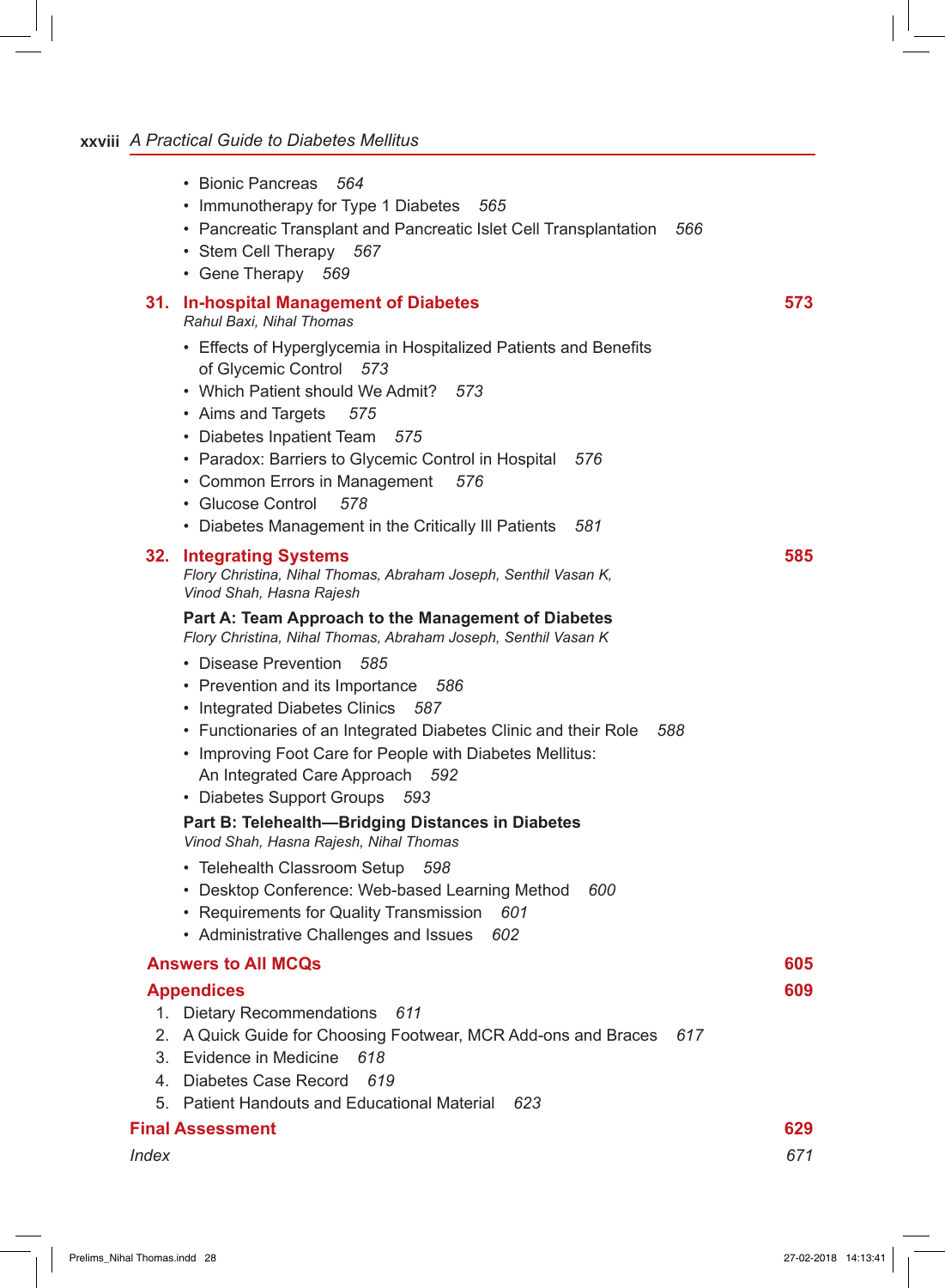- Bionic Pancreas *564*
- Immunotherapy for Type 1 Diabetes *565*
- Pancreatic Transplant and Pancreatic Islet Cell Transplantation *566*
- Stem Cell Therapy *567*
- Gene Therapy *569*

## 31. In-hospital Management of Diabetes — 573

*Rahul Baxi, Nihal Thomas*

- Effects of Hyperglycemia in Hospitalized Patients and Benefits of Glycemic Control *573*
- Which Patient should We Admit? *573*
- Aims and Targets *575*
- Diabetes Inpatient Team *575*
- Paradox: Barriers to Glycemic Control in Hospital *576*
- Common Errors in Management *576*
- Glucose Control *578*
- Diabetes Management in the Critically Ill Patients *581*

## 32. Integrating Systems — 585

*Flory Christina, Nihal Thomas, Abraham Joseph, Senthil Vasan K, Vinod Shah, Hasna Rajesh*

**Part A: Team Approach to the Management of Diabetes**

*Flory Christina, Nihal Thomas, Abraham Joseph, Senthil Vasan K*

- Disease Prevention *585*
- Prevention and its Importance *586*
- Integrated Diabetes Clinics *587*
- Functionaries of an Integrated Diabetes Clinic and their Role *588*
- Improving Foot Care for People with Diabetes Mellitus: An Integrated Care Approach *592*
- Diabetes Support Groups *593*

**Part B: Telehealth—Bridging Distances in Diabetes**

*Vinod Shah, Hasna Rajesh, Nihal Thomas*

- Telehealth Classroom Setup *598*
- Desktop Conference: Web-based Learning Method *600*
- Requirements for Quality Transmission *601*
- Administrative Challenges and Issues *602*

## Answers to All MCQs — 605

## Appendices — 609

1. Dietary Recommendations *611*
2. A Quick Guide for Choosing Footwear, MCR Add-ons and Braces *617*
3. Evidence in Medicine *618*
4. Diabetes Case Record *619*
5. Patient Handouts and Educational Material *623*

## Final Assessment — 629

*Index* — *671*